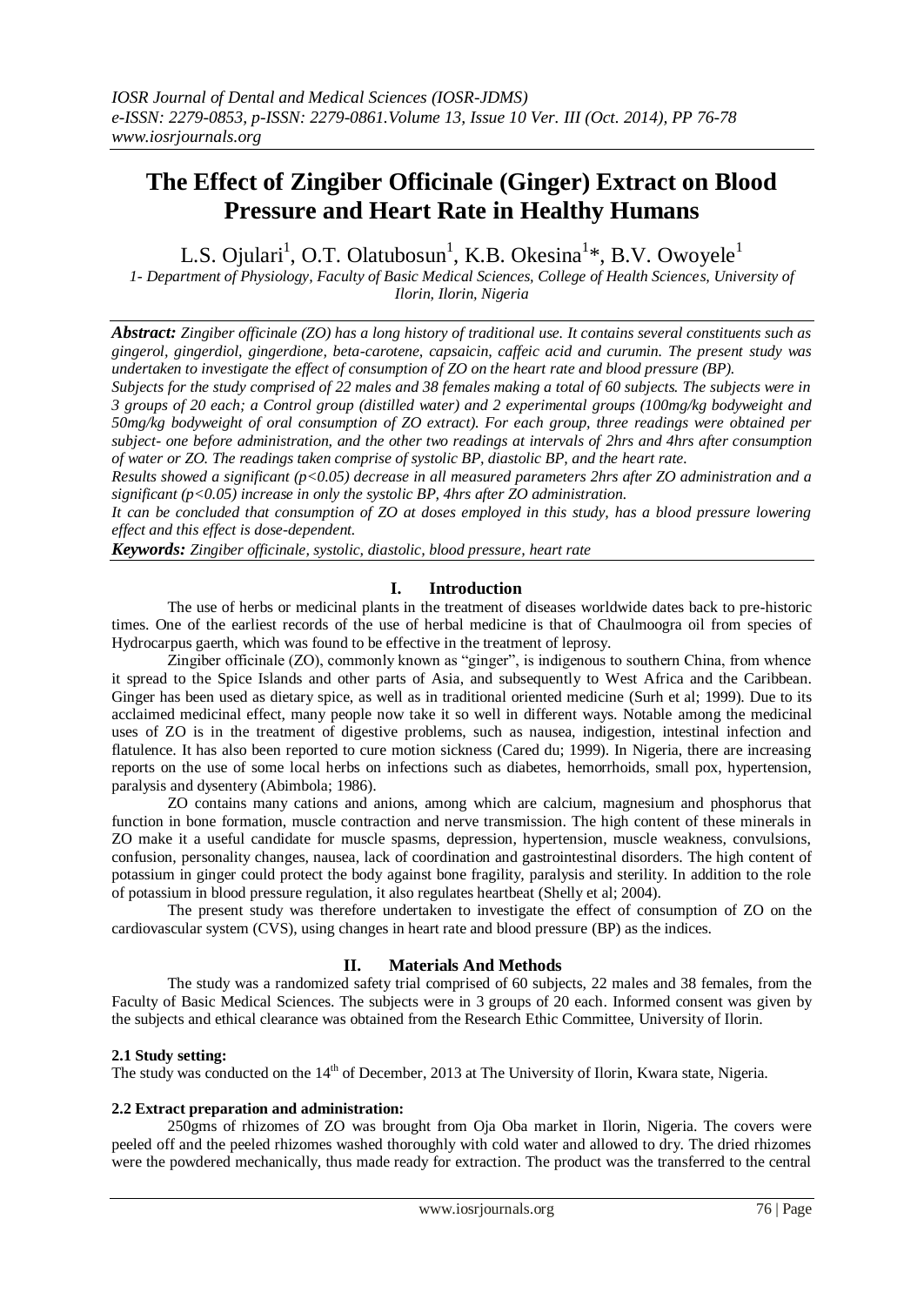# The Effect of Zingiber Officinale (Ginger) Extract on Blood Pressure and Heart Rate in Healthy Humans

L.S. Ojulari[1], O.T. Olatubosun[1], K.B. Okesina[1]*, B.V. Owoyele[1]

*1- Department of Physiology, Faculty of Basic Medical Sciences, College of Health Sciences, University of Ilorin, Ilorin, Nigeria*

***Abstract:*** ***Zingiber officinale (ZO) has a long history of traditional use. It contains several constituents such as gingerol, gingerdiol, gingerdione, beta-carotene, capsaicin, caffeic acid and curumin. The present study was undertaken to investigate the effect of consumption of ZO on the heart rate and blood pressure (BP).***

***Subjects for the study comprised of 22 males and 38 females making a total of 60 subjects. The subjects were in 3 groups of 20 each; a Control group (distilled water) and 2 experimental groups (100mg/kg bodyweight and 50mg/kg bodyweight of oral consumption of ZO extract). For each group, three readings were obtained per subject- one before administration, and the other two readings at intervals of 2hrs and 4hrs after consumption of water or ZO. The readings taken comprise of systolic BP, diastolic BP, and the heart rate.***

***Results showed a significant (p<0.05) decrease in all measured parameters 2hrs after ZO administration and a significant (p<0.05) increase in only the systolic BP, 4hrs after ZO administration.***

***It can be concluded that consumption of ZO at doses employed in this study, has a blood pressure lowering effect and this effect is dose-dependent.***

***Keywords:*** ***Zingiber officinale, systolic, diastolic, blood pressure, heart rate***

## I. Introduction

The use of herbs or medicinal plants in the treatment of diseases worldwide dates back to pre-historic times. One of the earliest records of the use of herbal medicine is that of Chaulmoogra oil from species of Hydrocarpus gaerth, which was found to be effective in the treatment of leprosy.

Zingiber officinale (ZO), commonly known as "ginger", is indigenous to southern China, from whence it spread to the Spice Islands and other parts of Asia, and subsequently to West Africa and the Caribbean. Ginger has been used as dietary spice, as well as in traditional oriented medicine (Surh et al; 1999). Due to its acclaimed medicinal effect, many people now take it so well in different ways. Notable among the medicinal uses of ZO is in the treatment of digestive problems, such as nausea, indigestion, intestinal infection and flatulence. It has also been reported to cure motion sickness (Cared du; 1999). In Nigeria, there are increasing reports on the use of some local herbs on infections such as diabetes, hemorrhoids, small pox, hypertension, paralysis and dysentery (Abimbola; 1986).

ZO contains many cations and anions, among which are calcium, magnesium and phosphorus that function in bone formation, muscle contraction and nerve transmission. The high content of these minerals in ZO make it a useful candidate for muscle spasms, depression, hypertension, muscle weakness, convulsions, confusion, personality changes, nausea, lack of coordination and gastrointestinal disorders. The high content of potassium in ginger could protect the body against bone fragility, paralysis and sterility. In addition to the role of potassium in blood pressure regulation, it also regulates heartbeat (Shelly et al; 2004).

The present study was therefore undertaken to investigate the effect of consumption of ZO on the cardiovascular system (CVS), using changes in heart rate and blood pressure (BP) as the indices.

## II. Materials And Methods

The study was a randomized safety trial comprised of 60 subjects, 22 males and 38 females, from the Faculty of Basic Medical Sciences. The subjects were in 3 groups of 20 each. Informed consent was given by the subjects and ethical clearance was obtained from the Research Ethic Committee, University of Ilorin.

### 2.1 Study setting:

The study was conducted on the 14th of December, 2013 at The University of Ilorin, Kwara state, Nigeria.

### 2.2 Extract preparation and administration:

250gms of rhizomes of ZO was brought from Oja Oba market in Ilorin, Nigeria. The covers were peeled off and the peeled rhizomes washed thoroughly with cold water and allowed to dry. The dried rhizomes were the powdered mechanically, thus made ready for extraction. The product was the transferred to the central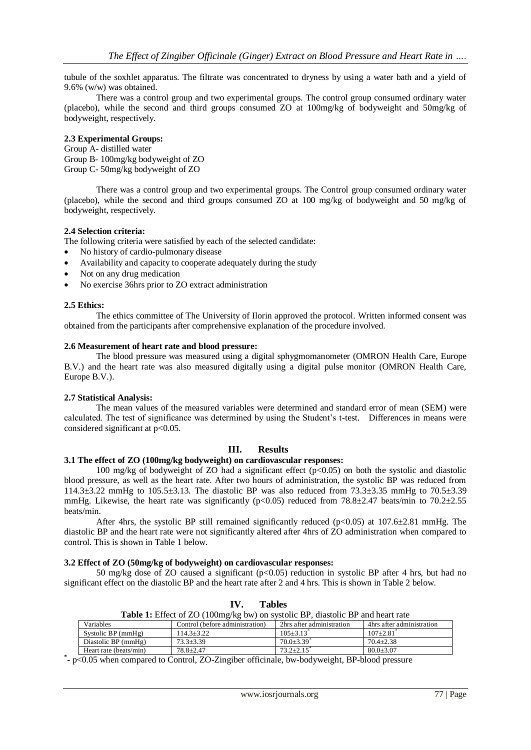tubule of the soxhlet apparatus. The filtrate was concentrated to dryness by using a water bath and a yield of 9.6% (w/w) was obtained.

There was a control group and two experimental groups. The control group consumed ordinary water (placebo), while the second and third groups consumed ZO at 100mg/kg of bodyweight and 50mg/kg of bodyweight, respectively.

### 2.3 Experimental Groups:

Group A- distilled water
Group B- 100mg/kg bodyweight of ZO
Group C- 50mg/kg bodyweight of ZO

There was a control group and two experimental groups. The Control group consumed ordinary water (placebo), while the second and third groups consumed ZO at 100 mg/kg of bodyweight and 50 mg/kg of bodyweight, respectively.

### 2.4 Selection criteria:

The following criteria were satisfied by each of the selected candidate:

- No history of cardio-pulmonary disease
- Availability and capacity to cooperate adequately during the study
- Not on any drug medication
- No exercise 36hrs prior to ZO extract administration

### 2.5 Ethics:

The ethics committee of The University of Ilorin approved the protocol. Written informed consent was obtained from the participants after comprehensive explanation of the procedure involved.

### 2.6 Measurement of heart rate and blood pressure:

The blood pressure was measured using a digital sphygmomanometer (OMRON Health Care, Europe B.V.) and the heart rate was also measured digitally using a digital pulse monitor (OMRON Health Care, Europe B.V.).

### 2.7 Statistical Analysis:

The mean values of the measured variables were determined and standard error of mean (SEM) were calculated. The test of significance was determined by using the Student's t-test. Differences in means were considered significant at $p<0.05$.

## III. Results

### 3.1 The effect of ZO (100mg/kg bodyweight) on cardiovascular responses:

100 mg/kg of bodyweight of ZO had a significant effect ($p<0.05$) on both the systolic and diastolic blood pressure, as well as the heart rate. After two hours of administration, the systolic BP was reduced from 114.3±3.22 mmHg to 105.5±3.13. The diastolic BP was also reduced from 73.3±3.35 mmHg to 70.5±3.39 mmHg. Likewise, the heart rate was significantly ($p<0.05$) reduced from 78.8±2.47 beats/min to 70.2±2.55 beats/min.

After 4hrs, the systolic BP still remained significantly reduced ($p<0.05$) at 107.6±2.81 mmHg. The diastolic BP and the heart rate were not significantly altered after 4hrs of ZO administration when compared to control. This is shown in Table 1 below.

### 3.2 Effect of ZO (50mg/kg of bodyweight) on cardiovascular responses:

50 mg/kg dose of ZO caused a significant ($p<0.05$) reduction in systolic BP after 4 hrs, but had no significant effect on the diastolic BP and the heart rate after 2 and 4 hrs. This is shown in Table 2 below.

## IV. Tables

**Table 1:** Effect of ZO (100mg/kg bw) on systolic BP, diastolic BP and heart rate

| Variables | Control (before administration) | 2hrs after administration | 4hrs after administration |
|---|---|---|---|
| Systolic BP (mmHg) | 114.3±3.22 | 105±3.13* | 107±2.81* |
| Diastolic BP (mmHg) | 73.3±3.39 | 70.0±3.39* | 70.4±2.38 |
| Heart rate (beats/min) | 78.8±2.47 | 73.2±2.15* | 80.0±3.07 |

*- $p<0.05$ when compared to Control, ZO-Zingiber officinale, bw-bodyweight, BP-blood pressure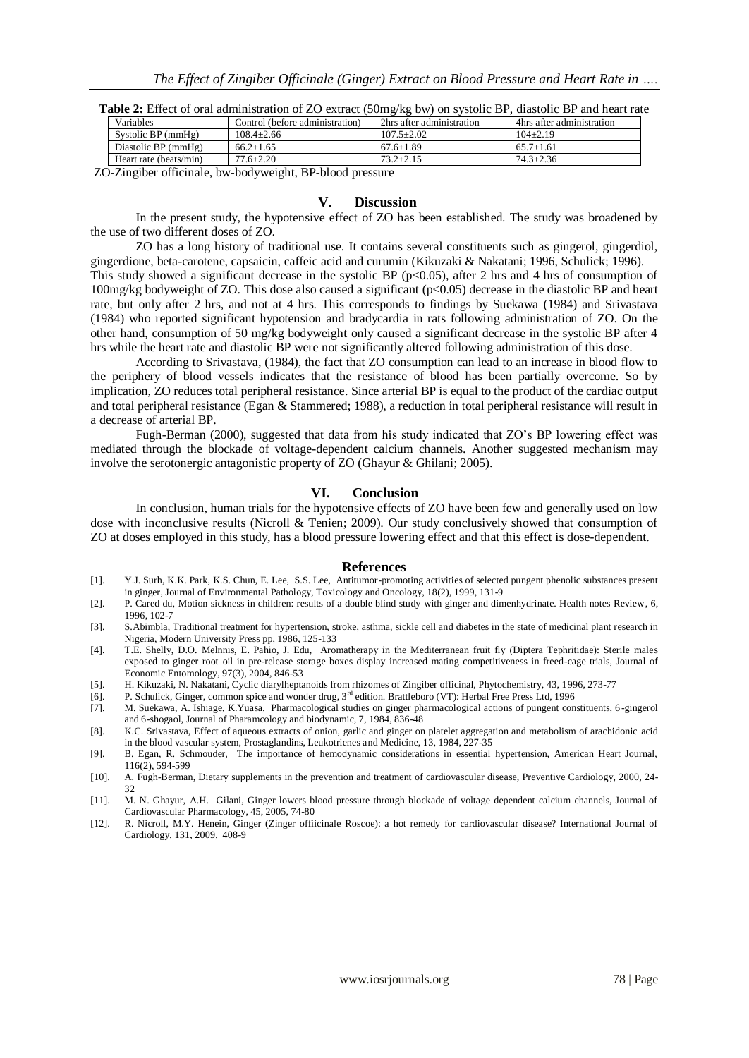**Table 2:** Effect of oral administration of ZO extract (50mg/kg bw) on systolic BP, diastolic BP and heart rate

| Variables | Control (before administration) | 2hrs after administration | 4hrs after administration |
|---|---|---|---|
| Systolic BP (mmHg) | 108.4±2.66 | 107.5±2.02 | 104±2.19 |
| Diastolic BP (mmHg) | 66.2±1.65 | 67.6±1.89 | 65.7±1.61 |
| Heart rate (beats/min) | 77.6±2.20 | 73.2±2.15 | 74.3±2.36 |

ZO-Zingiber officinale, bw-bodyweight, BP-blood pressure

## V. Discussion

In the present study, the hypotensive effect of ZO has been established. The study was broadened by the use of two different doses of ZO.

ZO has a long history of traditional use. It contains several constituents such as gingerol, gingerdiol, gingerdione, beta-carotene, capsaicin, caffeic acid and curumin (Kikuzaki & Nakatani; 1996, Schulick; 1996). This study showed a significant decrease in the systolic BP ($p<0.05$), after 2 hrs and 4 hrs of consumption of 100mg/kg bodyweight of ZO. This dose also caused a significant ($p<0.05$) decrease in the diastolic BP and heart rate, but only after 2 hrs, and not at 4 hrs. This corresponds to findings by Suekawa (1984) and Srivastava (1984) who reported significant hypotension and bradycardia in rats following administration of ZO. On the other hand, consumption of 50 mg/kg bodyweight only caused a significant decrease in the systolic BP after 4 hrs while the heart rate and diastolic BP were not significantly altered following administration of this dose.

According to Srivastava, (1984), the fact that ZO consumption can lead to an increase in blood flow to the periphery of blood vessels indicates that the resistance of blood has been partially overcome. So by implication, ZO reduces total peripheral resistance. Since arterial BP is equal to the product of the cardiac output and total peripheral resistance (Egan & Stammered; 1988), a reduction in total peripheral resistance will result in a decrease of arterial BP.

Fugh-Berman (2000), suggested that data from his study indicated that ZO's BP lowering effect was mediated through the blockade of voltage-dependent calcium channels. Another suggested mechanism may involve the serotonergic antagonistic property of ZO (Ghayur & Ghilani; 2005).

## VI. Conclusion

In conclusion, human trials for the hypotensive effects of ZO have been few and generally used on low dose with inconclusive results (Nicroll & Tenien; 2009). Our study conclusively showed that consumption of ZO at doses employed in this study, has a blood pressure lowering effect and that this effect is dose-dependent.

## References

[1]. Y.J. Surh, K.K. Park, K.S. Chun, E. Lee, S.S. Lee, Antitumor-promoting activities of selected pungent phenolic substances present in ginger, Journal of Environmental Pathology, Toxicology and Oncology, 18(2), 1999, 131-9

[2]. P. Cared du, Motion sickness in children: results of a double blind study with ginger and dimenhydrinate. Health notes Review, 6, 1996, 102-7

[3]. S.Abimbla, Traditional treatment for hypertension, stroke, asthma, sickle cell and diabetes in the state of medicinal plant research in Nigeria, Modern University Press pp, 1986, 125-133

[4]. T.E. Shelly, D.O. Melnnis, E. Pahio, J. Edu, Aromatherapy in the Mediterranean fruit fly (Diptera Tephritidae): Sterile males exposed to ginger root oil in pre-release storage boxes display increased mating competitiveness in freed-cage trials, Journal of Economic Entomology, 97(3), 2004, 846-53

[5]. H. Kikuzaki, N. Nakatani, Cyclic diarylheptanoids from rhizomes of Zingiber officinal, Phytochemistry, 43, 1996, 273-77

[6]. P. Schulick, Ginger, common spice and wonder drug, 3rd edition. Brattleboro (VT): Herbal Free Press Ltd, 1996

[7]. M. Suekawa, A. Ishiage, K.Yuasa, Pharmacological studies on ginger pharmacological actions of pungent constituents, 6-gingerol and 6-shogaol, Journal of Pharamcology and biodynamic, 7, 1984, 836-48

[8]. K.C. Srivastava, Effect of aqueous extracts of onion, garlic and ginger on platelet aggregation and metabolism of arachidonic acid in the blood vascular system, Prostaglandins, Leukotrienes and Medicine, 13, 1984, 227-35

[9]. B. Egan, R. Schmouder, The importance of hemodynamic considerations in essential hypertension, American Heart Journal, 116(2), 594-599

[10]. A. Fugh-Berman, Dietary supplements in the prevention and treatment of cardiovascular disease, Preventive Cardiology, 2000, 24-32

[11]. M. N. Ghayur, A.H. Gilani, Ginger lowers blood pressure through blockade of voltage dependent calcium channels, Journal of Cardiovascular Pharmacology, 45, 2005, 74-80

[12]. R. Nicroll, M.Y. Henein, Ginger (Zinger offiicinale Roscoe): a hot remedy for cardiovascular disease? International Journal of Cardiology, 131, 2009, 408-9